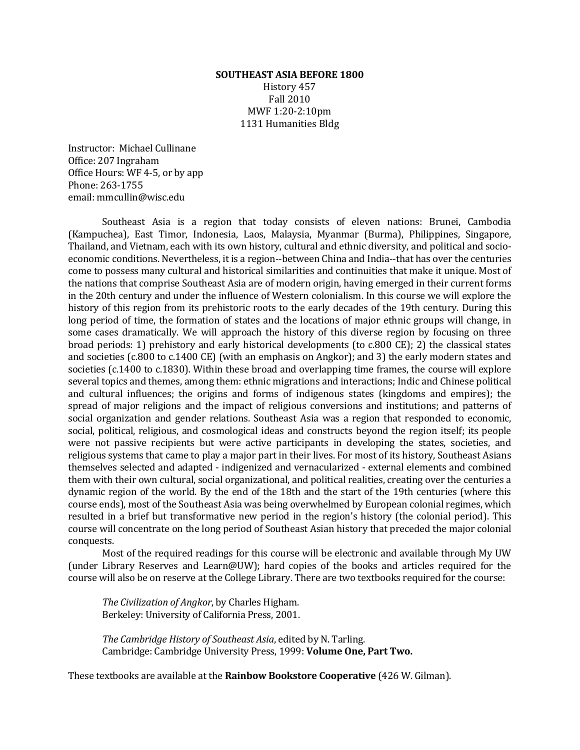# SOUTHEAST ASIA BEFORE 1800

History 457
Fall 2010
MWF 1:20-2:10pm
1131 Humanities Bldg

Instructor: Michael Cullinane
Office: 207 Ingraham
Office Hours: WF 4-5, or by app
Phone: 263-1755
email: mmcullin@wisc.edu

Southeast Asia is a region that today consists of eleven nations: Brunei, Cambodia (Kampuchea), East Timor, Indonesia, Laos, Malaysia, Myanmar (Burma), Philippines, Singapore, Thailand, and Vietnam, each with its own history, cultural and ethnic diversity, and political and socio-economic conditions. Nevertheless, it is a region--between China and India--that has over the centuries come to possess many cultural and historical similarities and continuities that make it unique. Most of the nations that comprise Southeast Asia are of modern origin, having emerged in their current forms in the 20th century and under the influence of Western colonialism. In this course we will explore the history of this region from its prehistoric roots to the early decades of the 19th century. During this long period of time, the formation of states and the locations of major ethnic groups will change, in some cases dramatically. We will approach the history of this diverse region by focusing on three broad periods: 1) prehistory and early historical developments (to c.800 CE); 2) the classical states and societies (c.800 to c.1400 CE) (with an emphasis on Angkor); and 3) the early modern states and societies (c.1400 to c.1830). Within these broad and overlapping time frames, the course will explore several topics and themes, among them: ethnic migrations and interactions; Indic and Chinese political and cultural influences; the origins and forms of indigenous states (kingdoms and empires); the spread of major religions and the impact of religious conversions and institutions; and patterns of social organization and gender relations. Southeast Asia was a region that responded to economic, social, political, religious, and cosmological ideas and constructs beyond the region itself; its people were not passive recipients but were active participants in developing the states, societies, and religious systems that came to play a major part in their lives. For most of its history, Southeast Asians themselves selected and adapted - indigenized and vernacularized - external elements and combined them with their own cultural, social organizational, and political realities, creating over the centuries a dynamic region of the world. By the end of the 18th and the start of the 19th centuries (where this course ends), most of the Southeast Asia was being overwhelmed by European colonial regimes, which resulted in a brief but transformative new period in the region's history (the colonial period). This course will concentrate on the long period of Southeast Asian history that preceded the major colonial conquests.

Most of the required readings for this course will be electronic and available through My UW (under Library Reserves and Learn@UW); hard copies of the books and articles required for the course will also be on reserve at the College Library. There are two textbooks required for the course:

*The Civilization of Angkor*, by Charles Higham.
Berkeley: University of California Press, 2001.

*The Cambridge History of Southeast Asia*, edited by N. Tarling.
Cambridge: Cambridge University Press, 1999: **Volume One, Part Two.**

These textbooks are available at the **Rainbow Bookstore Cooperative** (426 W. Gilman).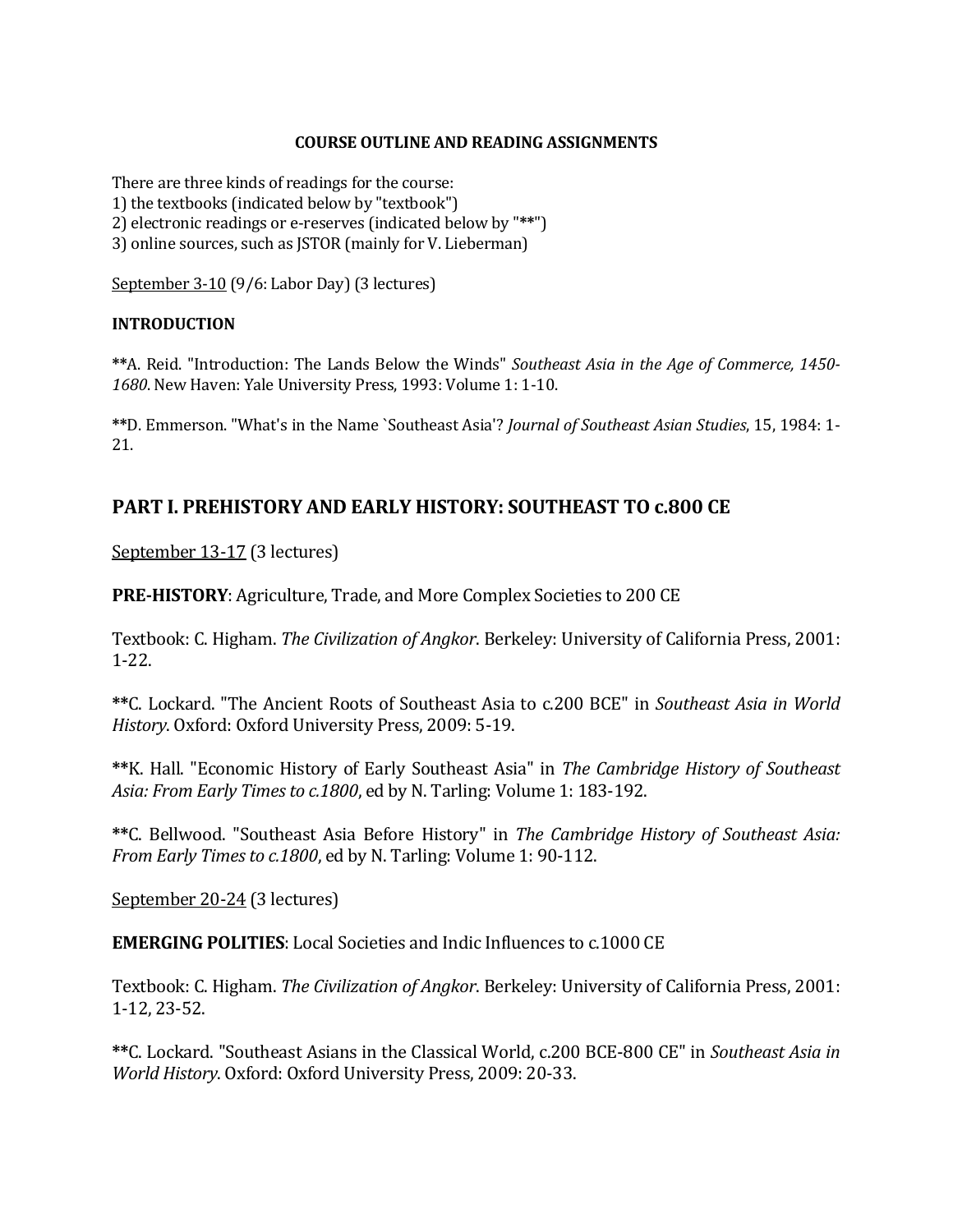**COURSE OUTLINE AND READING ASSIGNMENTS**

There are three kinds of readings for the course:
1) the textbooks (indicated below by "textbook")
2) electronic readings or e-reserves (indicated below by "**")
3) online sources, such as JSTOR (mainly for V. Lieberman)

<u>September 3-10</u> (9/6: Labor Day) (3 lectures)

**INTRODUCTION**

**A. Reid. "Introduction: The Lands Below the Winds" *Southeast Asia in the Age of Commerce, 1450-1680*. New Haven: Yale University Press, 1993: Volume 1: 1-10.

**D. Emmerson. "What's in the Name `Southeast Asia'? *Journal of Southeast Asian Studies*, 15, 1984: 1-21.

## PART I. PREHISTORY AND EARLY HISTORY: SOUTHEAST TO c.800 CE

<u>September 13-17</u> (3 lectures)

**PRE-HISTORY**: Agriculture, Trade, and More Complex Societies to 200 CE

Textbook: C. Higham. *The Civilization of Angkor*. Berkeley: University of California Press, 2001: 1-22.

**C. Lockard. "The Ancient Roots of Southeast Asia to c.200 BCE" in *Southeast Asia in World History*. Oxford: Oxford University Press, 2009: 5-19.

**K. Hall. "Economic History of Early Southeast Asia" in *The Cambridge History of Southeast Asia: From Early Times to c.1800*, ed by N. Tarling: Volume 1: 183-192.

**C. Bellwood. "Southeast Asia Before History" in *The Cambridge History of Southeast Asia: From Early Times to c.1800*, ed by N. Tarling: Volume 1: 90-112.

<u>September 20-24</u> (3 lectures)

**EMERGING POLITIES**: Local Societies and Indic Influences to c.1000 CE

Textbook: C. Higham. *The Civilization of Angkor*. Berkeley: University of California Press, 2001: 1-12, 23-52.

**C. Lockard. "Southeast Asians in the Classical World, c.200 BCE-800 CE" in *Southeast Asia in World History*. Oxford: Oxford University Press, 2009: 20-33.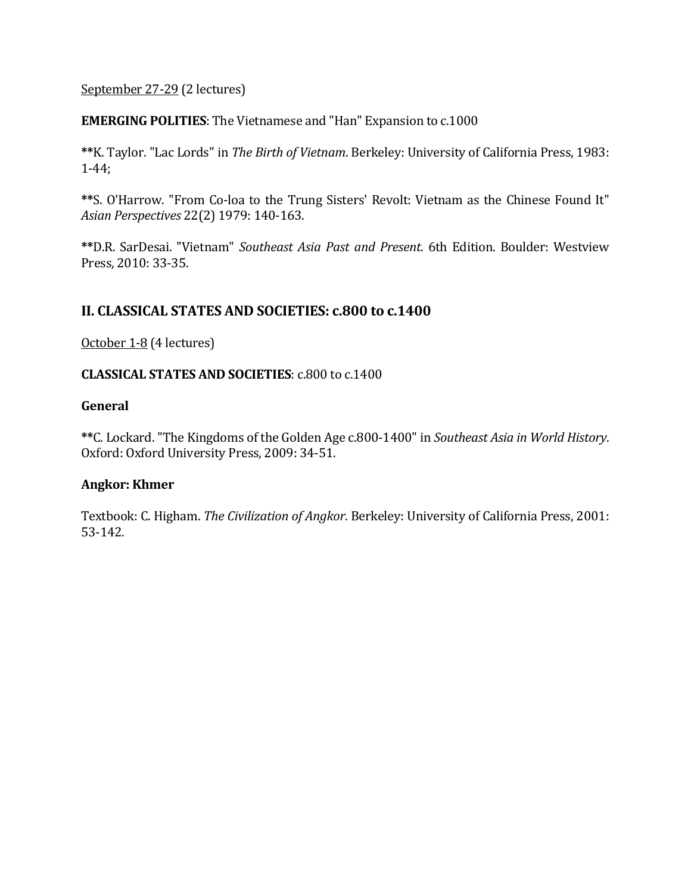<u>September 27-29</u> (2 lectures)

**EMERGING POLITIES**: The Vietnamese and "Han" Expansion to c.1000

**K. Taylor. "Lac Lords" in *The Birth of Vietnam*. Berkeley: University of California Press, 1983: 1-44;

**S. O'Harrow. "From Co-loa to the Trung Sisters' Revolt: Vietnam as the Chinese Found It" *Asian Perspectives* 22(2) 1979: 140-163.

**D.R. SarDesai. "Vietnam" *Southeast Asia Past and Present*. 6th Edition. Boulder: Westview Press, 2010: 33-35.

## II. CLASSICAL STATES AND SOCIETIES: c.800 to c.1400

<u>October 1-8</u> (4 lectures)

**CLASSICAL STATES AND SOCIETIES**: c.800 to c.1400

**General**

**C. Lockard. "The Kingdoms of the Golden Age c.800-1400" in *Southeast Asia in World History*. Oxford: Oxford University Press, 2009: 34-51.

**Angkor: Khmer**

Textbook: C. Higham. *The Civilization of Angkor*. Berkeley: University of California Press, 2001: 53-142.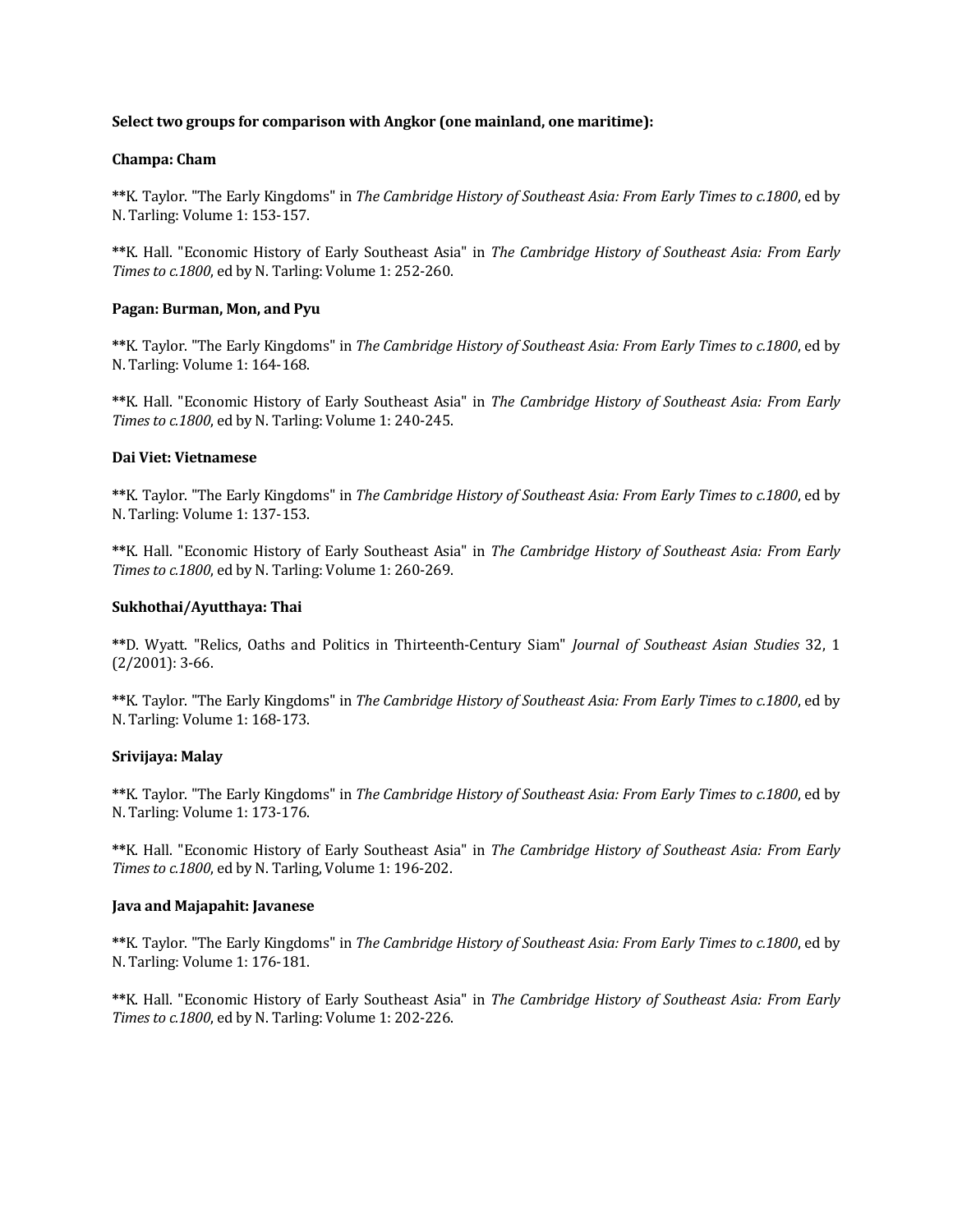**Select two groups for comparison with Angkor (one mainland, one maritime):**

**Champa: Cham**

**K. Taylor. "The Early Kingdoms" in *The Cambridge History of Southeast Asia: From Early Times to c.1800*, ed by N. Tarling: Volume 1: 153-157.

**K. Hall. "Economic History of Early Southeast Asia" in *The Cambridge History of Southeast Asia: From Early Times to c.1800*, ed by N. Tarling: Volume 1: 252-260.

**Pagan: Burman, Mon, and Pyu**

**K. Taylor. "The Early Kingdoms" in *The Cambridge History of Southeast Asia: From Early Times to c.1800*, ed by N. Tarling: Volume 1: 164-168.

**K. Hall. "Economic History of Early Southeast Asia" in *The Cambridge History of Southeast Asia: From Early Times to c.1800*, ed by N. Tarling: Volume 1: 240-245.

**Dai Viet: Vietnamese**

**K. Taylor. "The Early Kingdoms" in *The Cambridge History of Southeast Asia: From Early Times to c.1800*, ed by N. Tarling: Volume 1: 137-153.

**K. Hall. "Economic History of Early Southeast Asia" in *The Cambridge History of Southeast Asia: From Early Times to c.1800*, ed by N. Tarling: Volume 1: 260-269.

**Sukhothai/Ayutthaya: Thai**

**D. Wyatt. "Relics, Oaths and Politics in Thirteenth-Century Siam" *Journal of Southeast Asian Studies* 32, 1 (2/2001): 3-66.

**K. Taylor. "The Early Kingdoms" in *The Cambridge History of Southeast Asia: From Early Times to c.1800*, ed by N. Tarling: Volume 1: 168-173.

**Srivijaya: Malay**

**K. Taylor. "The Early Kingdoms" in *The Cambridge History of Southeast Asia: From Early Times to c.1800*, ed by N. Tarling: Volume 1: 173-176.

**K. Hall. "Economic History of Early Southeast Asia" in *The Cambridge History of Southeast Asia: From Early Times to c.1800*, ed by N. Tarling, Volume 1: 196-202.

**Java and Majapahit: Javanese**

**K. Taylor. "The Early Kingdoms" in *The Cambridge History of Southeast Asia: From Early Times to c.1800*, ed by N. Tarling: Volume 1: 176-181.

**K. Hall. "Economic History of Early Southeast Asia" in *The Cambridge History of Southeast Asia: From Early Times to c.1800*, ed by N. Tarling: Volume 1: 202-226.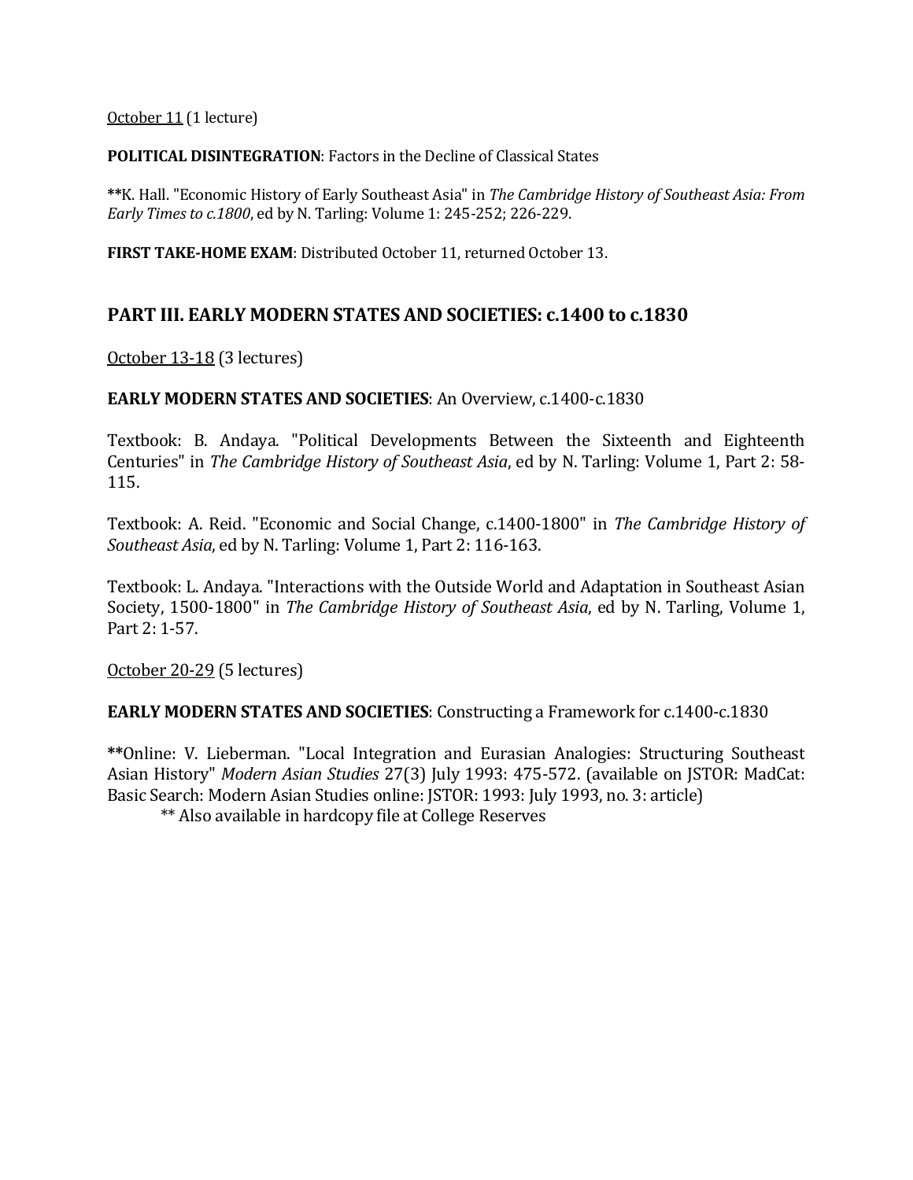October 11 (1 lecture)

**POLITICAL DISINTEGRATION**: Factors in the Decline of Classical States

**K. Hall. "Economic History of Early Southeast Asia" in *The Cambridge History of Southeast Asia: From Early Times to c.1800*, ed by N. Tarling: Volume 1: 245-252; 226-229.

**FIRST TAKE-HOME EXAM**: Distributed October 11, returned October 13.

## PART III. EARLY MODERN STATES AND SOCIETIES: c.1400 to c.1830

October 13-18 (3 lectures)

**EARLY MODERN STATES AND SOCIETIES**: An Overview, c.1400-c.1830

Textbook: B. Andaya. "Political Developments Between the Sixteenth and Eighteenth Centuries" in *The Cambridge History of Southeast Asia*, ed by N. Tarling: Volume 1, Part 2: 58-115.

Textbook: A. Reid. "Economic and Social Change, c.1400-1800" in *The Cambridge History of Southeast Asia*, ed by N. Tarling: Volume 1, Part 2: 116-163.

Textbook: L. Andaya. "Interactions with the Outside World and Adaptation in Southeast Asian Society, 1500-1800" in *The Cambridge History of Southeast Asia*, ed by N. Tarling, Volume 1, Part 2: 1-57.

October 20-29 (5 lectures)

**EARLY MODERN STATES AND SOCIETIES**: Constructing a Framework for c.1400-c.1830

**Online: V. Lieberman. "Local Integration and Eurasian Analogies: Structuring Southeast Asian History" *Modern Asian Studies* 27(3) July 1993: 475-572. (available on JSTOR: MadCat: Basic Search: Modern Asian Studies online: JSTOR: 1993: July 1993, no. 3: article)

** Also available in hardcopy file at College Reserves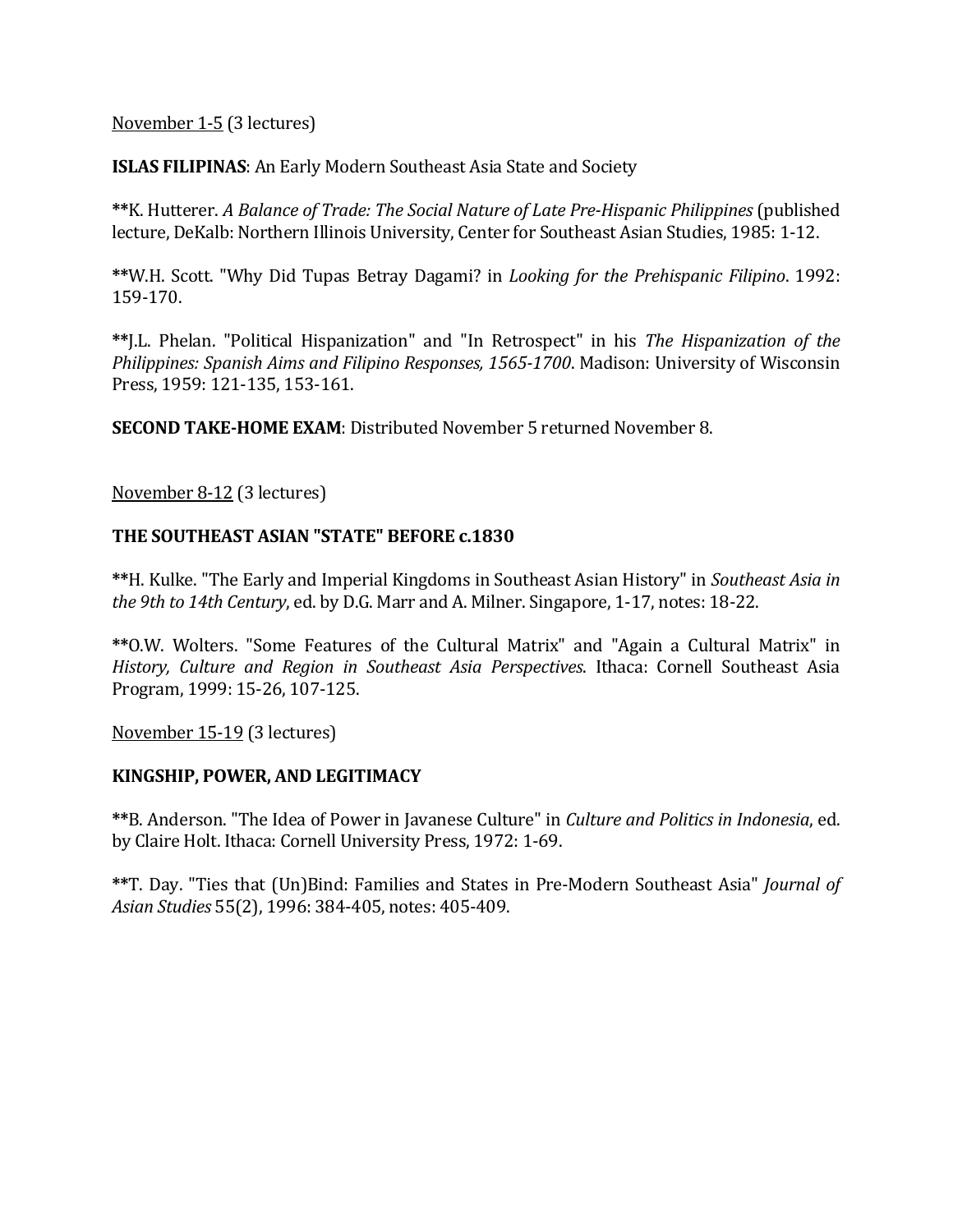<u>November 1-5</u> (3 lectures)

**ISLAS FILIPINAS**: An Early Modern Southeast Asia State and Society

**K. Hutterer. *A Balance of Trade: The Social Nature of Late Pre-Hispanic Philippines* (published lecture, DeKalb: Northern Illinois University, Center for Southeast Asian Studies, 1985: 1-12.

**W.H. Scott. "Why Did Tupas Betray Dagami? in *Looking for the Prehispanic Filipino*. 1992: 159-170.

**J.L. Phelan. "Political Hispanization" and "In Retrospect" in his *The Hispanization of the Philippines: Spanish Aims and Filipino Responses, 1565-1700*. Madison: University of Wisconsin Press, 1959: 121-135, 153-161.

**SECOND TAKE-HOME EXAM**: Distributed November 5 returned November 8.

<u>November 8-12</u> (3 lectures)

**THE SOUTHEAST ASIAN "STATE" BEFORE c.1830**

**H. Kulke. "The Early and Imperial Kingdoms in Southeast Asian History" in *Southeast Asia in the 9th to 14th Century*, ed. by D.G. Marr and A. Milner. Singapore, 1-17, notes: 18-22.

**O.W. Wolters. "Some Features of the Cultural Matrix" and "Again a Cultural Matrix" in *History, Culture and Region in Southeast Asia Perspectives*. Ithaca: Cornell Southeast Asia Program, 1999: 15-26, 107-125.

<u>November 15-19</u> (3 lectures)

**KINGSHIP, POWER, AND LEGITIMACY**

**B. Anderson. "The Idea of Power in Javanese Culture" in *Culture and Politics in Indonesia*, ed. by Claire Holt. Ithaca: Cornell University Press, 1972: 1-69.

**T. Day. "Ties that (Un)Bind: Families and States in Pre-Modern Southeast Asia" *Journal of Asian Studies* 55(2), 1996: 384-405, notes: 405-409.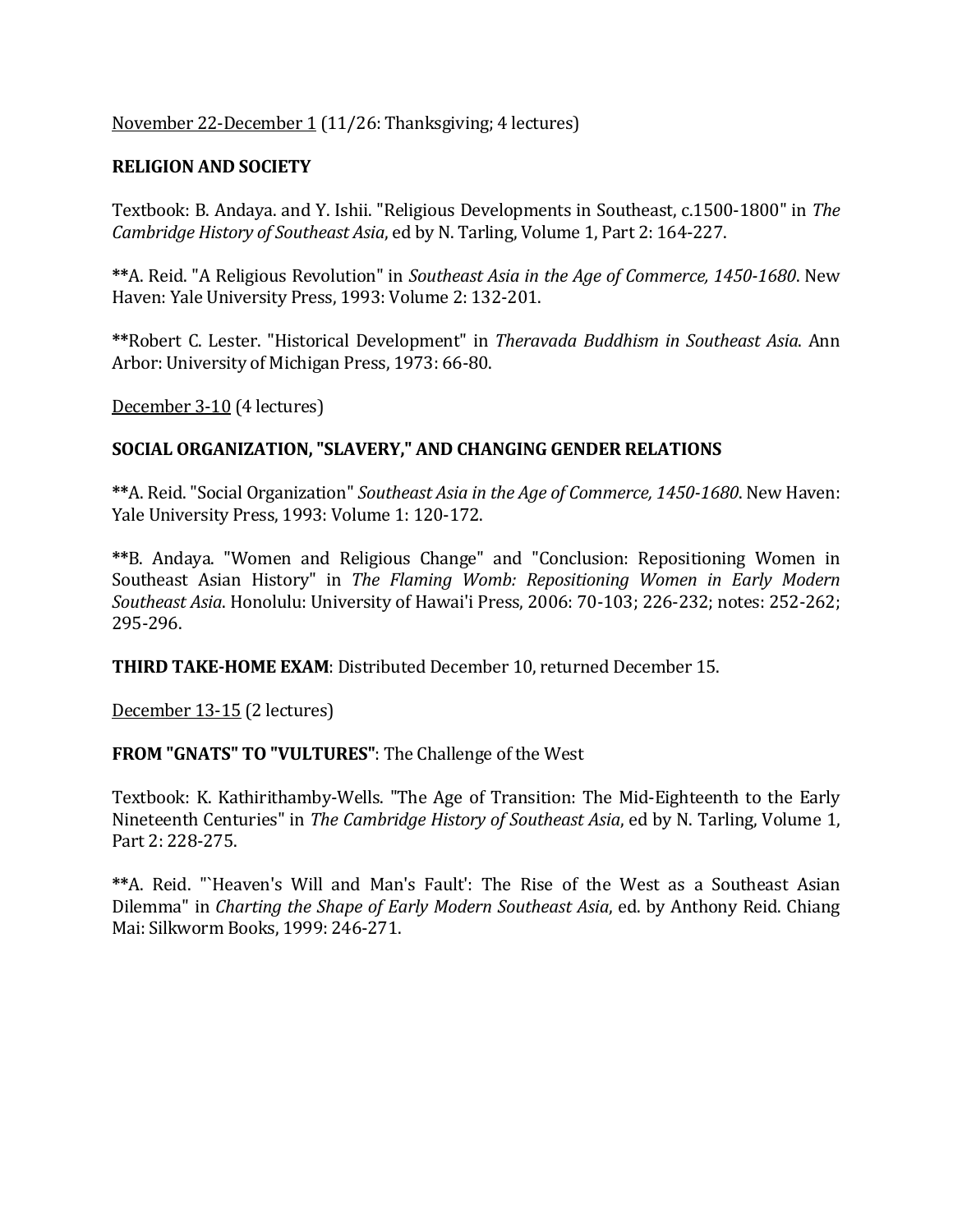<u>November 22-December 1</u> (11/26: Thanksgiving; 4 lectures)

**RELIGION AND SOCIETY**

Textbook: B. Andaya. and Y. Ishii. "Religious Developments in Southeast, c.1500-1800" in *The Cambridge History of Southeast Asia*, ed by N. Tarling, Volume 1, Part 2: 164-227.

**\*\***A. Reid. "A Religious Revolution" in *Southeast Asia in the Age of Commerce, 1450-1680*. New Haven: Yale University Press, 1993: Volume 2: 132-201.

**\*\***Robert C. Lester. "Historical Development" in *Theravada Buddhism in Southeast Asia*. Ann Arbor: University of Michigan Press, 1973: 66-80.

<u>December 3-10</u> (4 lectures)

**SOCIAL ORGANIZATION, "SLAVERY," AND CHANGING GENDER RELATIONS**

**\*\***A. Reid. "Social Organization" *Southeast Asia in the Age of Commerce, 1450-1680*. New Haven: Yale University Press, 1993: Volume 1: 120-172.

**\*\***B. Andaya. "Women and Religious Change" and "Conclusion: Repositioning Women in Southeast Asian History" in *The Flaming Womb: Repositioning Women in Early Modern Southeast Asia*. Honolulu: University of Hawai'i Press, 2006: 70-103; 226-232; notes: 252-262; 295-296.

**THIRD TAKE-HOME EXAM**: Distributed December 10, returned December 15.

<u>December 13-15</u> (2 lectures)

**FROM "GNATS" TO "VULTURES"**: The Challenge of the West

Textbook: K. Kathirithamby-Wells. "The Age of Transition: The Mid-Eighteenth to the Early Nineteenth Centuries" in *The Cambridge History of Southeast Asia*, ed by N. Tarling, Volume 1, Part 2: 228-275.

**\*\***A. Reid. "`Heaven's Will and Man's Fault': The Rise of the West as a Southeast Asian Dilemma" in *Charting the Shape of Early Modern Southeast Asia*, ed. by Anthony Reid. Chiang Mai: Silkworm Books, 1999: 246-271.